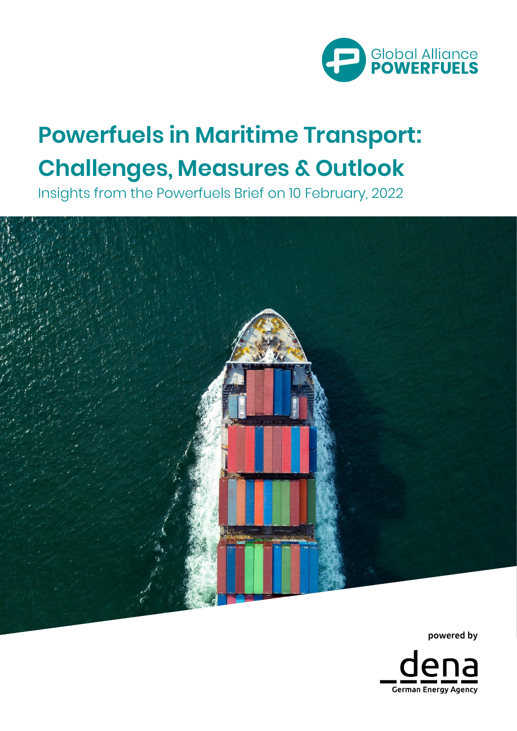Global Alliance POWERFUELS

# Powerfuels in Maritime Transport: Challenges, Measures & Outlook

Insights from the Powerfuels Brief on 10 February, 2022

powered by

dena German Energy Agency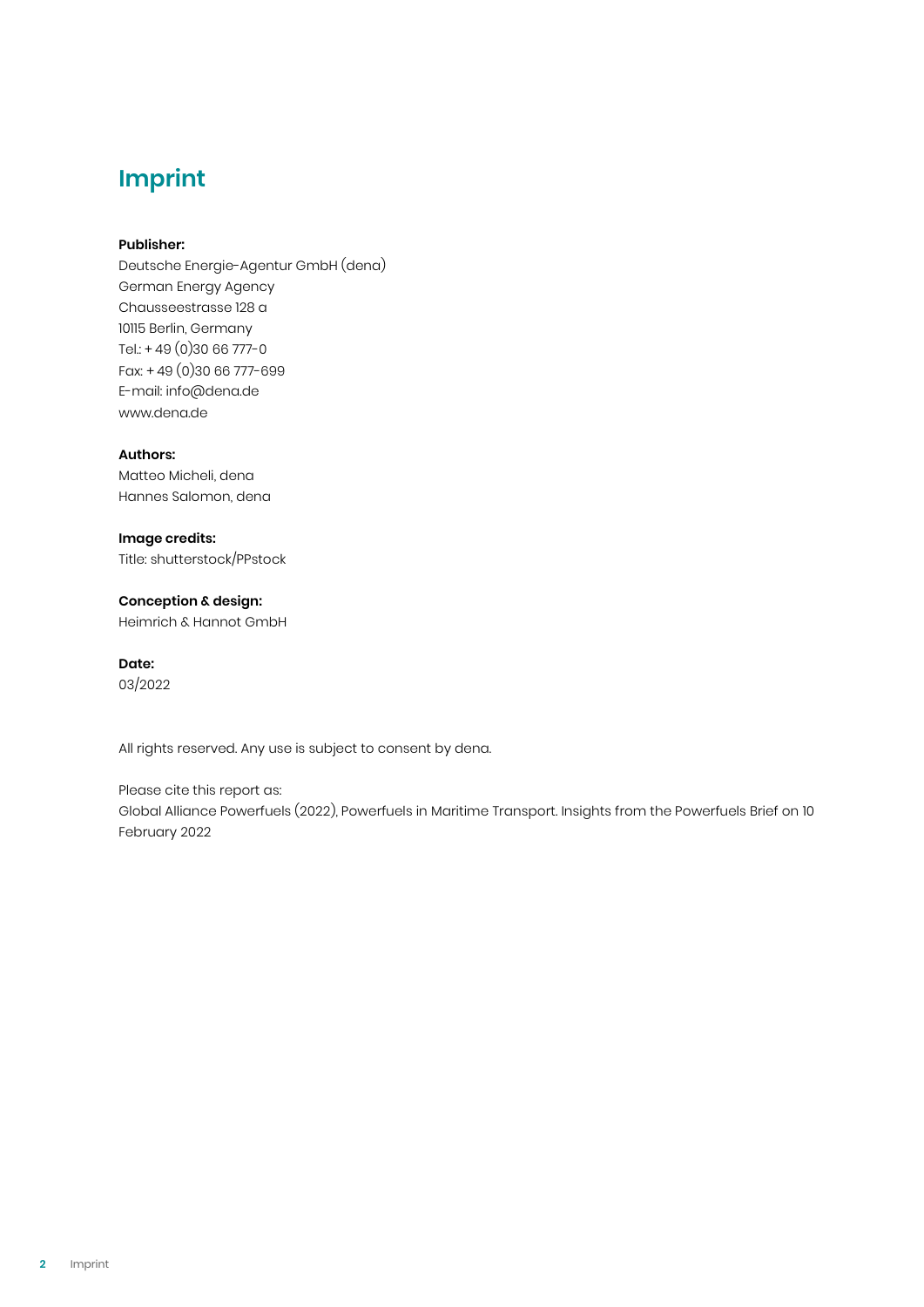# Imprint

**Publisher:**
Deutsche Energie-Agentur GmbH (dena)
German Energy Agency
Chausseestrasse 128 a
10115 Berlin, Germany
Tel.: + 49 (0)30 66 777-0
Fax: + 49 (0)30 66 777-699
E-mail: info@dena.de
www.dena.de

**Authors:**
Matteo Micheli, dena
Hannes Salomon, dena

**Image credits:**
Title: shutterstock/PPstock

**Conception & design:**
Heimrich & Hannot GmbH

**Date:**
03/2022

All rights reserved. Any use is subject to consent by dena.

Please cite this report as:
Global Alliance Powerfuels (2022), Powerfuels in Maritime Transport. Insights from the Powerfuels Brief on 10 February 2022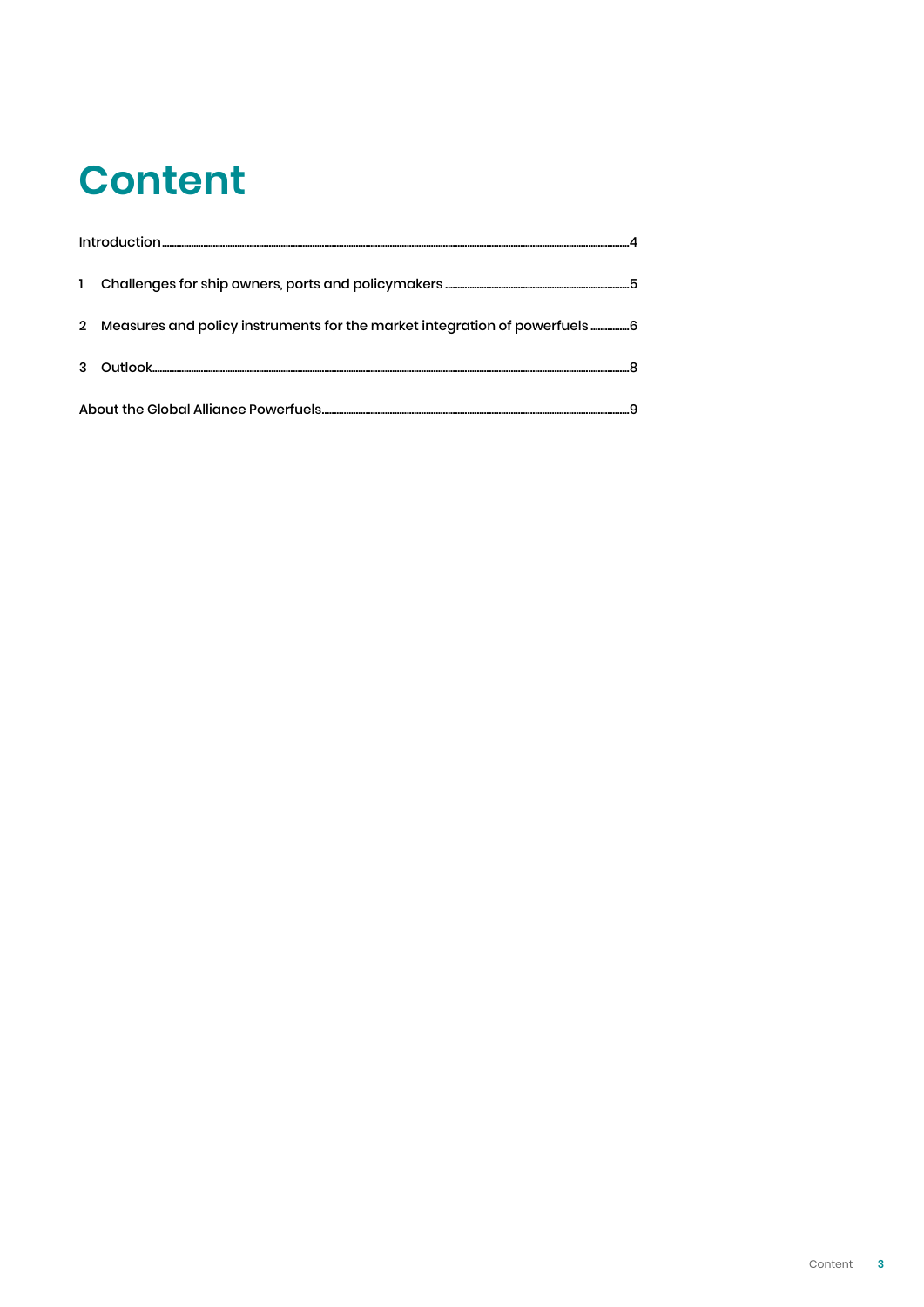# Content

Introduction ... 4

1 Challenges for ship owners, ports and policymakers ... 5

2 Measures and policy instruments for the market integration of powerfuels ... 6

3 Outlook ... 8

About the Global Alliance Powerfuels ... 9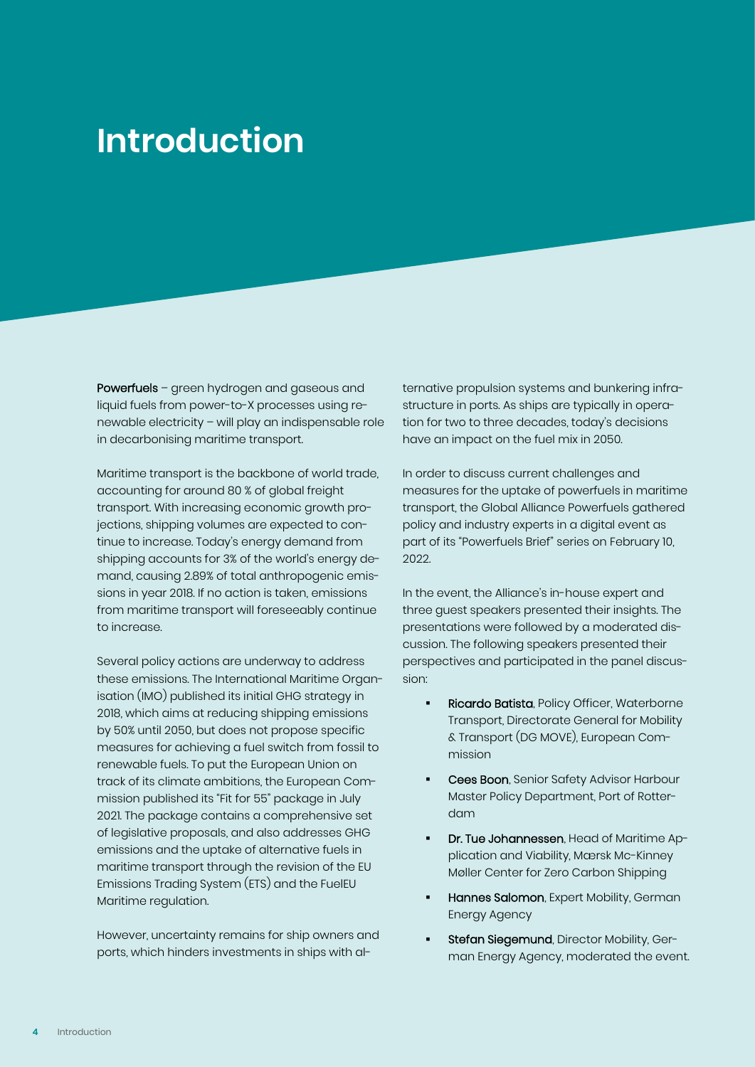# Introduction

**Powerfuels** – green hydrogen and gaseous and liquid fuels from power-to-X processes using renewable electricity – will play an indispensable role in decarbonising maritime transport.

Maritime transport is the backbone of world trade, accounting for around 80 % of global freight transport. With increasing economic growth projections, shipping volumes are expected to continue to increase. Today's energy demand from shipping accounts for 3% of the world's energy demand, causing 2.89% of total anthropogenic emissions in year 2018. If no action is taken, emissions from maritime transport will foreseeably continue to increase.

Several policy actions are underway to address these emissions. The International Maritime Organisation (IMO) published its initial GHG strategy in 2018, which aims at reducing shipping emissions by 50% until 2050, but does not propose specific measures for achieving a fuel switch from fossil to renewable fuels. To put the European Union on track of its climate ambitions, the European Commission published its "Fit for 55" package in July 2021. The package contains a comprehensive set of legislative proposals, and also addresses GHG emissions and the uptake of alternative fuels in maritime transport through the revision of the EU Emissions Trading System (ETS) and the FuelEU Maritime regulation.

However, uncertainty remains for ship owners and ports, which hinders investments in ships with alternative propulsion systems and bunkering infrastructure in ports. As ships are typically in operation for two to three decades, today's decisions have an impact on the fuel mix in 2050.

In order to discuss current challenges and measures for the uptake of powerfuels in maritime transport, the Global Alliance Powerfuels gathered policy and industry experts in a digital event as part of its "Powerfuels Brief" series on February 10, 2022.

In the event, the Alliance's in-house expert and three guest speakers presented their insights. The presentations were followed by a moderated discussion. The following speakers presented their perspectives and participated in the panel discussion:

- **Ricardo Batista**, Policy Officer, Waterborne Transport, Directorate General for Mobility & Transport (DG MOVE), European Commission
- **Cees Boon**, Senior Safety Advisor Harbour Master Policy Department, Port of Rotterdam
- **Dr. Tue Johannessen**, Head of Maritime Application and Viability, Mærsk Mc-Kinney Møller Center for Zero Carbon Shipping
- **Hannes Salomon**, Expert Mobility, German Energy Agency
- **Stefan Siegemund**, Director Mobility, German Energy Agency, moderated the event.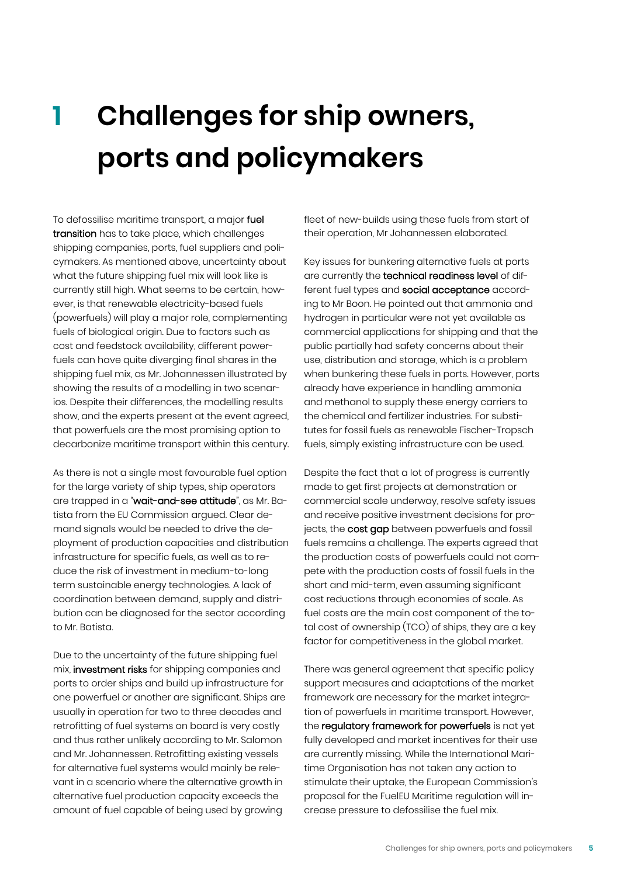# 1 Challenges for ship owners, ports and policymakers

To defossilise maritime transport, a major **fuel transition** has to take place, which challenges shipping companies, ports, fuel suppliers and policymakers. As mentioned above, uncertainty about what the future shipping fuel mix will look like is currently still high. What seems to be certain, however, is that renewable electricity-based fuels (powerfuels) will play a major role, complementing fuels of biological origin. Due to factors such as cost and feedstock availability, different powerfuels can have quite diverging final shares in the shipping fuel mix, as Mr. Johannessen illustrated by showing the results of a modelling in two scenarios. Despite their differences, the modelling results show, and the experts present at the event agreed, that powerfuels are the most promising option to decarbonize maritime transport within this century.

As there is not a single most favourable fuel option for the large variety of ship types, ship operators are trapped in a "**wait-and-see attitude**", as Mr. Batista from the EU Commission argued. Clear demand signals would be needed to drive the deployment of production capacities and distribution infrastructure for specific fuels, as well as to reduce the risk of investment in medium-to-long term sustainable energy technologies. A lack of coordination between demand, supply and distribution can be diagnosed for the sector according to Mr. Batista.

Due to the uncertainty of the future shipping fuel mix, **investment risks** for shipping companies and ports to order ships and build up infrastructure for one powerfuel or another are significant. Ships are usually in operation for two to three decades and retrofitting of fuel systems on board is very costly and thus rather unlikely according to Mr. Salomon and Mr. Johannessen. Retrofitting existing vessels for alternative fuel systems would mainly be relevant in a scenario where the alternative growth in alternative fuel production capacity exceeds the amount of fuel capable of being used by growing fleet of new-builds using these fuels from start of their operation, Mr Johannessen elaborated.

Key issues for bunkering alternative fuels at ports are currently the **technical readiness level** of different fuel types and **social acceptance** according to Mr Boon. He pointed out that ammonia and hydrogen in particular were not yet available as commercial applications for shipping and that the public partially had safety concerns about their use, distribution and storage, which is a problem when bunkering these fuels in ports. However, ports already have experience in handling ammonia and methanol to supply these energy carriers to the chemical and fertilizer industries. For substitutes for fossil fuels as renewable Fischer-Tropsch fuels, simply existing infrastructure can be used.

Despite the fact that a lot of progress is currently made to get first projects at demonstration or commercial scale underway, resolve safety issues and receive positive investment decisions for projects, the **cost gap** between powerfuels and fossil fuels remains a challenge. The experts agreed that the production costs of powerfuels could not compete with the production costs of fossil fuels in the short and mid-term, even assuming significant cost reductions through economies of scale. As fuel costs are the main cost component of the total cost of ownership (TCO) of ships, they are a key factor for competitiveness in the global market.

There was general agreement that specific policy support measures and adaptations of the market framework are necessary for the market integration of powerfuels in maritime transport. However, the **regulatory framework for powerfuels** is not yet fully developed and market incentives for their use are currently missing. While the International Maritime Organisation has not taken any action to stimulate their uptake, the European Commission's proposal for the FuelEU Maritime regulation will increase pressure to defossilise the fuel mix.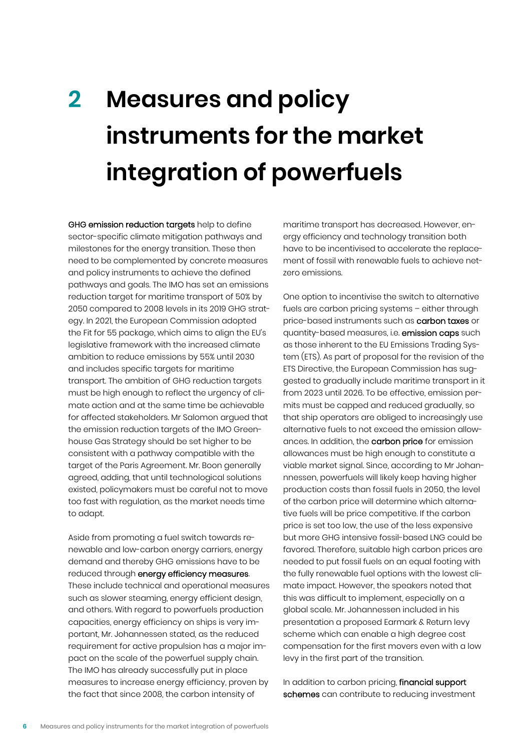# 2 Measures and policy instruments for the market integration of powerfuels

**GHG emission reduction targets** help to define sector-specific climate mitigation pathways and milestones for the energy transition. These then need to be complemented by concrete measures and policy instruments to achieve the defined pathways and goals. The IMO has set an emissions reduction target for maritime transport of 50% by 2050 compared to 2008 levels in its 2019 GHG strategy. In 2021, the European Commission adopted the Fit for 55 package, which aims to align the EU's legislative framework with the increased climate ambition to reduce emissions by 55% until 2030 and includes specific targets for maritime transport. The ambition of GHG reduction targets must be high enough to reflect the urgency of climate action and at the same time be achievable for affected stakeholders. Mr Salomon argued that the emission reduction targets of the IMO Greenhouse Gas Strategy should be set higher to be consistent with a pathway compatible with the target of the Paris Agreement. Mr. Boon generally agreed, adding, that until technological solutions existed, policymakers must be careful not to move too fast with regulation, as the market needs time to adapt.

Aside from promoting a fuel switch towards renewable and low-carbon energy carriers, energy demand and thereby GHG emissions have to be reduced through **energy efficiency measures**. These include technical and operational measures such as slower steaming, energy efficient design, and others. With regard to powerfuels production capacities, energy efficiency on ships is very important, Mr. Johannessen stated, as the reduced requirement for active propulsion has a major impact on the scale of the powerfuel supply chain. The IMO has already successfully put in place measures to increase energy efficiency, proven by the fact that since 2008, the carbon intensity of maritime transport has decreased. However, energy efficiency and technology transition both have to be incentivised to accelerate the replacement of fossil with renewable fuels to achieve net-zero emissions.

One option to incentivise the switch to alternative fuels are carbon pricing systems – either through price-based instruments such as **carbon taxes** or quantity-based measures, i.e. **emission caps** such as those inherent to the EU Emissions Trading System (ETS). As part of proposal for the revision of the ETS Directive, the European Commission has suggested to gradually include maritime transport in it from 2023 until 2026. To be effective, emission permits must be capped and reduced gradually, so that ship operators are obliged to increasingly use alternative fuels to not exceed the emission allowances. In addition, the **carbon price** for emission allowances must be high enough to constitute a viable market signal. Since, according to Mr Johannessen, powerfuels will likely keep having higher production costs than fossil fuels in 2050, the level of the carbon price will determine which alternative fuels will be price competitive. If the carbon price is set too low, the use of the less expensive but more GHG intensive fossil-based LNG could be favored. Therefore, suitable high carbon prices are needed to put fossil fuels on an equal footing with the fully renewable fuel options with the lowest climate impact. However, the speakers noted that this was difficult to implement, especially on a global scale. Mr. Johannessen included in his presentation a proposed Earmark & Return levy scheme which can enable a high degree cost compensation for the first movers even with a low levy in the first part of the transition.

In addition to carbon pricing, **financial support schemes** can contribute to reducing investment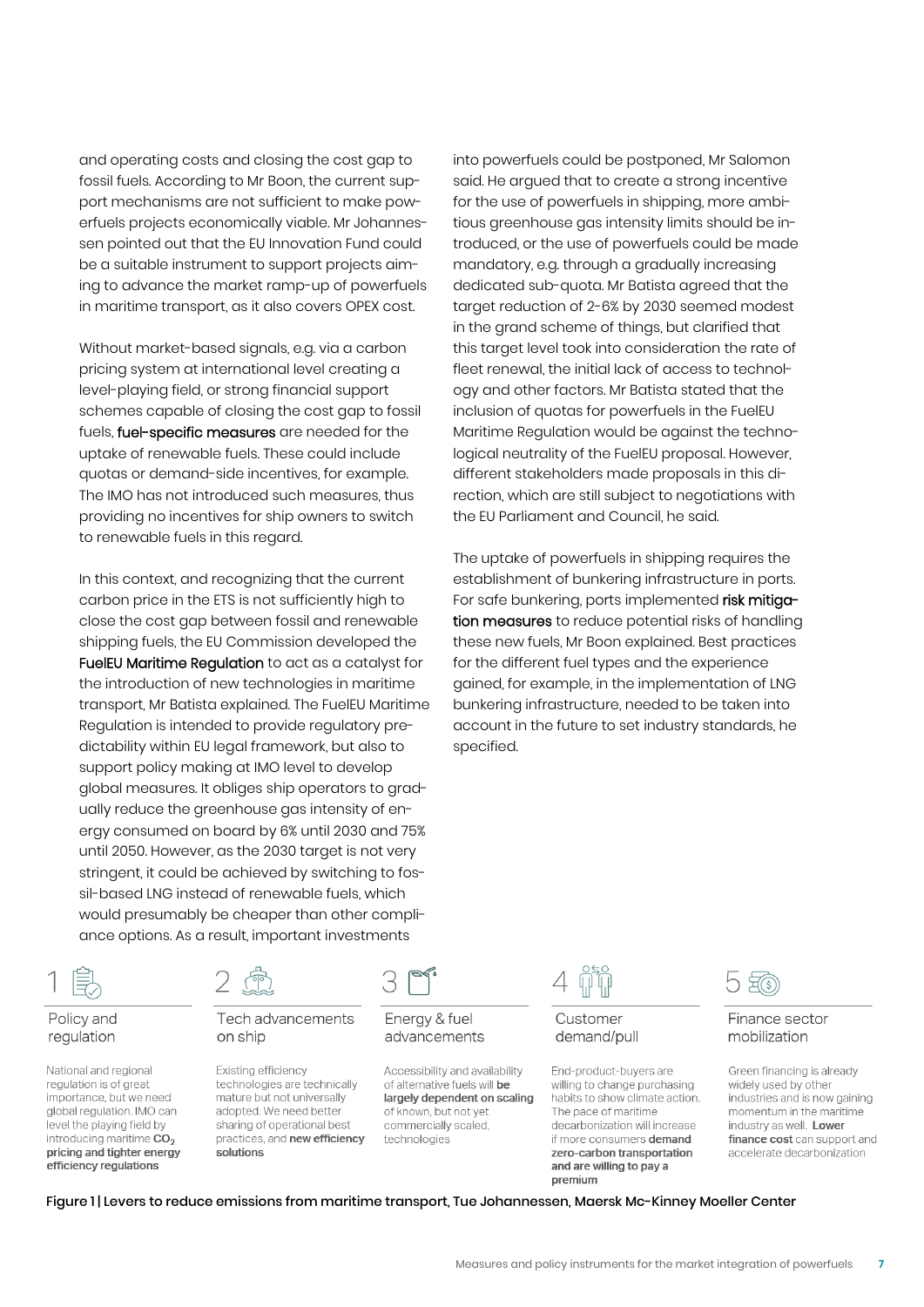and operating costs and closing the cost gap to fossil fuels. According to Mr Boon, the current support mechanisms are not sufficient to make powerfuels projects economically viable. Mr Johannessen pointed out that the EU Innovation Fund could be a suitable instrument to support projects aiming to advance the market ramp-up of powerfuels in maritime transport, as it also covers OPEX cost.

Without market-based signals, e.g. via a carbon pricing system at international level creating a level-playing field, or strong financial support schemes capable of closing the cost gap to fossil fuels, **fuel-specific measures** are needed for the uptake of renewable fuels. These could include quotas or demand-side incentives, for example. The IMO has not introduced such measures, thus providing no incentives for ship owners to switch to renewable fuels in this regard.

In this context, and recognizing that the current carbon price in the ETS is not sufficiently high to close the cost gap between fossil and renewable shipping fuels, the EU Commission developed the **FuelEU Maritime Regulation** to act as a catalyst for the introduction of new technologies in maritime transport, Mr Batista explained. The FuelEU Maritime Regulation is intended to provide regulatory predictability within EU legal framework, but also to support policy making at IMO level to develop global measures. It obliges ship operators to gradually reduce the greenhouse gas intensity of energy consumed on board by 6% until 2030 and 75% until 2050. However, as the 2030 target is not very stringent, it could be achieved by switching to fossil-based LNG instead of renewable fuels, which would presumably be cheaper than other compliance options. As a result, important investments into powerfuels could be postponed, Mr Salomon said. He argued that to create a strong incentive for the use of powerfuels in shipping, more ambitious greenhouse gas intensity limits should be introduced, or the use of powerfuels could be made mandatory, e.g. through a gradually increasing dedicated sub-quota. Mr Batista agreed that the target reduction of 2-6% by 2030 seemed modest in the grand scheme of things, but clarified that this target level took into consideration the rate of fleet renewal, the initial lack of access to technology and other factors. Mr Batista stated that the inclusion of quotas for powerfuels in the FuelEU Maritime Regulation would be against the technological neutrality of the FuelEU proposal. However, different stakeholders made proposals in this direction, which are still subject to negotiations with the EU Parliament and Council, he said.

The uptake of powerfuels in shipping requires the establishment of bunkering infrastructure in ports. For safe bunkering, ports implemented **risk mitigation measures** to reduce potential risks of handling these new fuels, Mr Boon explained. Best practices for the different fuel types and the experience gained, for example, in the implementation of LNG bunkering infrastructure, needed to be taken into account in the future to set industry standards, he specified.

1 Policy and regulation

National and regional regulation is of great importance, but we need global regulation. IMO can level the playing field by introducing maritime **$CO_2$ pricing and tighter energy efficiency regulations**

2 Tech advancements on ship

Existing efficiency technologies are technically mature but not universally adopted. We need better sharing of operational best practices, and **new efficiency solutions**

3 Energy & fuel advancements

Accessibility and availability of alternative fuels will **be largely dependent on scaling** of known, but not yet commercially scaled, technologies

4 Customer demand/pull

End-product-buyers are willing to change purchasing habits to show climate action. The pace of maritime decarbonization will increase if more consumers **demand zero-carbon transportation and are willing to pay a premium**

5 Finance sector mobilization

Green financing is already widely used by other industries and is now gaining momentum in the maritime industry as well. **Lower finance cost** can support and accelerate decarbonization

**Figure 1 | Levers to reduce emissions from maritime transport, Tue Johannessen, Maersk Mc-Kinney Moeller Center**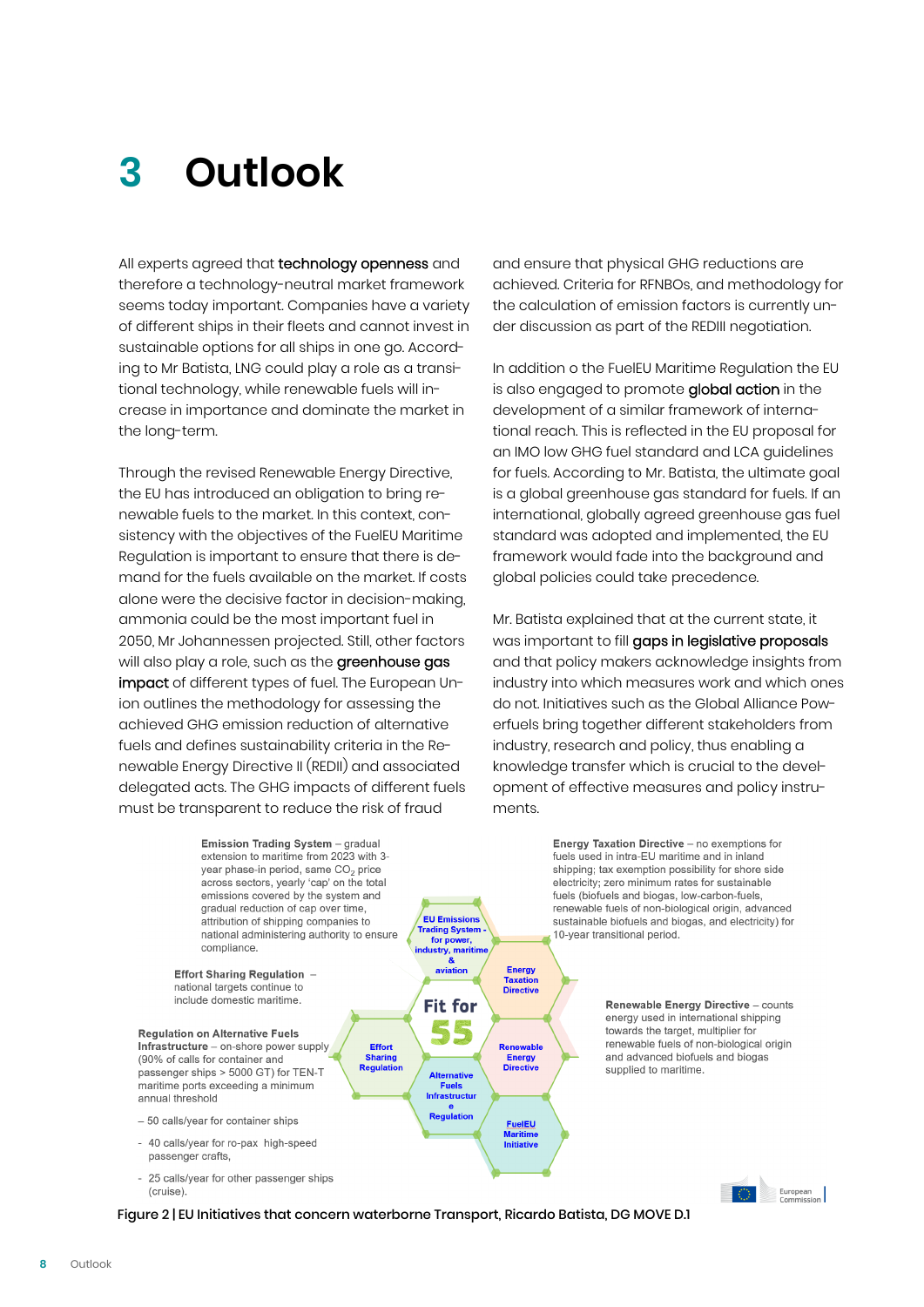# 3 Outlook

All experts agreed that **technology openness** and therefore a technology-neutral market framework seems today important. Companies have a variety of different ships in their fleets and cannot invest in sustainable options for all ships in one go. According to Mr Batista, LNG could play a role as a transitional technology, while renewable fuels will increase in importance and dominate the market in the long-term.

Through the revised Renewable Energy Directive, the EU has introduced an obligation to bring renewable fuels to the market. In this context, consistency with the objectives of the FuelEU Maritime Regulation is important to ensure that there is demand for the fuels available on the market. If costs alone were the decisive factor in decision-making, ammonia could be the most important fuel in 2050, Mr Johannessen projected. Still, other factors will also play a role, such as the **greenhouse gas impact** of different types of fuel. The European Union outlines the methodology for assessing the achieved GHG emission reduction of alternative fuels and defines sustainability criteria in the Renewable Energy Directive II (REDII) and associated delegated acts. The GHG impacts of different fuels must be transparent to reduce the risk of fraud and ensure that physical GHG reductions are achieved. Criteria for RFNBOs, and methodology for the calculation of emission factors is currently under discussion as part of the REDIII negotiation.

In addition o the FuelEU Maritime Regulation the EU is also engaged to promote **global action** in the development of a similar framework of international reach. This is reflected in the EU proposal for an IMO low GHG fuel standard and LCA guidelines for fuels. According to Mr. Batista, the ultimate goal is a global greenhouse gas standard for fuels. If an international, globally agreed greenhouse gas fuel standard was adopted and implemented, the EU framework would fade into the background and global policies could take precedence.

Mr. Batista explained that at the current state, it was important to fill **gaps in legislative proposals** and that policy makers acknowledge insights from industry into which measures work and which ones do not. Initiatives such as the Global Alliance Powerfuels bring together different stakeholders from industry, research and policy, thus enabling a knowledge transfer which is crucial to the development of effective measures and policy instruments.

**Emission Trading System** – gradual extension to maritime from 2023 with 3-year phase-in period, same $CO_2$ price across sectors, yearly 'cap' on the total emissions covered by the system and gradual reduction of cap over time, attribution of shipping companies to national administering authority to ensure compliance.

**Effort Sharing Regulation** – national targets continue to include domestic maritime.

**Regulation on Alternative Fuels Infrastructure** – on-shore power supply (90% of calls for container and passenger ships > 5000 GT) for TEN-T maritime ports exceeding a minimum annual threshold

- 50 calls/year for container ships
- 40 calls/year for ro-pax high-speed passenger crafts,
- 25 calls/year for other passenger ships (cruise).

**Energy Taxation Directive** – no exemptions for fuels used in intra-EU maritime and in inland shipping; tax exemption possibility for shore side electricity; zero minimum rates for sustainable fuels (biofuels and biogas, low-carbon-fuels, renewable fuels of non-biological origin, advanced sustainable biofuels and biogas, and electricity) for 10-year transitional period.

**Renewable Energy Directive** – counts energy used in international shipping towards the target, multiplier for renewable fuels of non-biological origin and advanced biofuels and biogas supplied to maritime.

Fit for 55

EU Emissions Trading System - for power, industry, maritime & aviation

Energy Taxation Directive

Effort Sharing Regulation

Renewable Energy Directive

Alternative Fuels Infrastructure Regulation

FuelEU Maritime Initiative

European Commission

Figure 2 | EU Initiatives that concern waterborne Transport, Ricardo Batista, DG MOVE D.1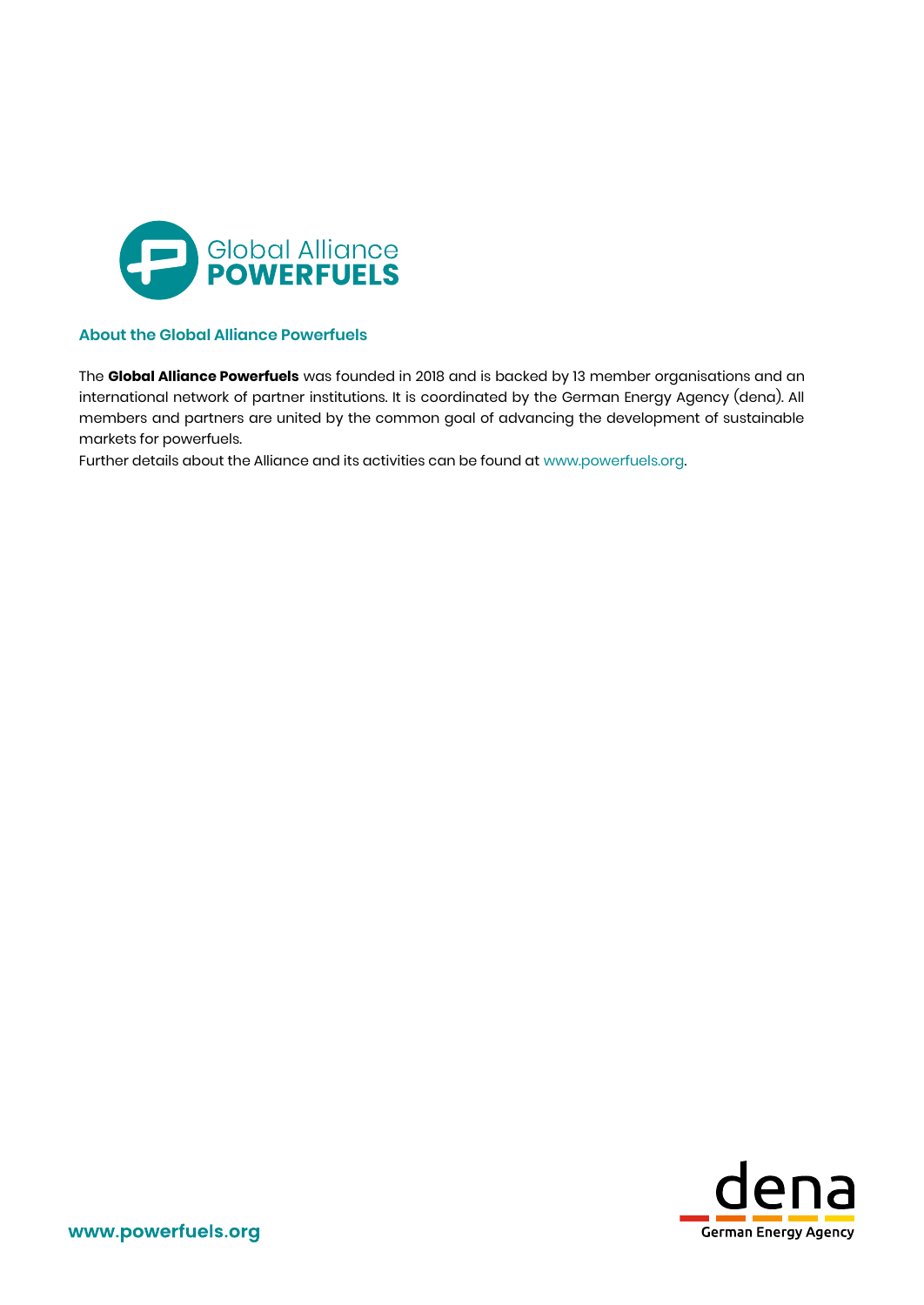Global Alliance
**POWERFUELS**

## About the Global Alliance Powerfuels

The **Global Alliance Powerfuels** was founded in 2018 and is backed by 13 member organisations and an international network of partner institutions. It is coordinated by the German Energy Agency (dena). All members and partners are united by the common goal of advancing the development of sustainable markets for powerfuels.
Further details about the Alliance and its activities can be found at www.powerfuels.org.

www.powerfuels.org

dena
German Energy Agency